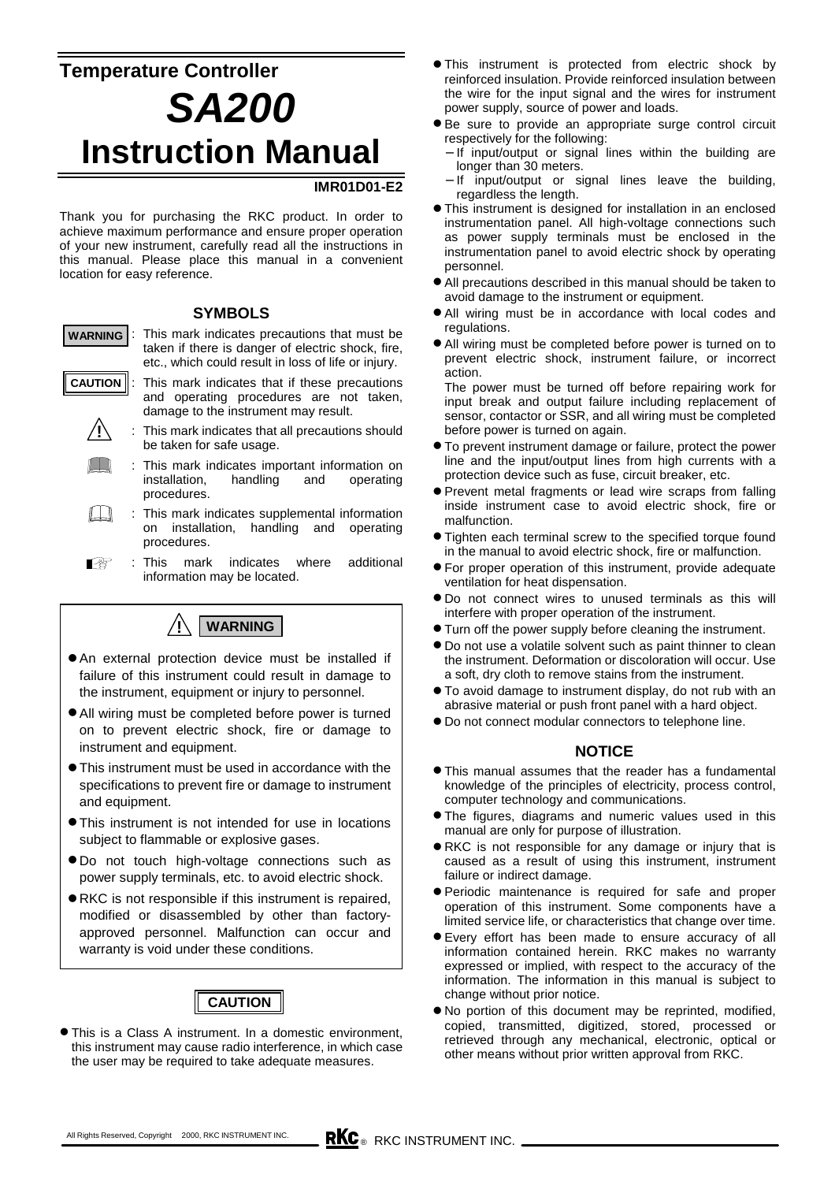# Temperature Controller

# *SA200*

# Instruction Manual

**IMR01D01-E2**

Thank you for purchasing the RKC product. In order to achieve maximum performance and ensure proper operation of your new instrument, carefully read all the instructions in this manual. Please place this manual in a convenient location for easy reference.

## SYMBOLS

**WARNING** : This mark indicates precautions that must be taken if there is danger of electric shock, fire, etc., which could result in loss of life or injury.

**CAUTION** : This mark indicates that if these precautions and operating procedures are not taken, damage to the instrument may result.

⚠ : This mark indicates that all precautions should be taken for safe usage.

📖 : This mark indicates important information on installation, handling and operating procedures.

📖 : This mark indicates supplemental information on installation, handling and operating procedures.

☞ : This mark indicates where additional information may be located.

## ⚠ WARNING

- An external protection device must be installed if failure of this instrument could result in damage to the instrument, equipment or injury to personnel.
- All wiring must be completed before power is turned on to prevent electric shock, fire or damage to instrument and equipment.
- This instrument must be used in accordance with the specifications to prevent fire or damage to instrument and equipment.
- This instrument is not intended for use in locations subject to flammable or explosive gases.
- Do not touch high-voltage connections such as power supply terminals, etc. to avoid electric shock.
- RKC is not responsible if this instrument is repaired, modified or disassembled by other than factory-approved personnel. Malfunction can occur and warranty is void under these conditions.

## CAUTION

- This is a Class A instrument. In a domestic environment, this instrument may cause radio interference, in which case the user may be required to take adequate measures.
- This instrument is protected from electric shock by reinforced insulation. Provide reinforced insulation between the wire for the input signal and the wires for instrument power supply, source of power and loads.
- Be sure to provide an appropriate surge control circuit respectively for the following:
  - If input/output or signal lines within the building are longer than 30 meters.
  - If input/output or signal lines leave the building, regardless the length.
- This instrument is designed for installation in an enclosed instrumentation panel. All high-voltage connections such as power supply terminals must be enclosed in the instrumentation panel to avoid electric shock by operating personnel.
- All precautions described in this manual should be taken to avoid damage to the instrument or equipment.
- All wiring must be in accordance with local codes and regulations.
- All wiring must be completed before power is turned on to prevent electric shock, instrument failure, or incorrect action.
  The power must be turned off before repairing work for input break and output failure including replacement of sensor, contactor or SSR, and all wiring must be completed before power is turned on again.
- To prevent instrument damage or failure, protect the power line and the input/output lines from high currents with a protection device such as fuse, circuit breaker, etc.
- Prevent metal fragments or lead wire scraps from falling inside instrument case to avoid electric shock, fire or malfunction.
- Tighten each terminal screw to the specified torque found in the manual to avoid electric shock, fire or malfunction.
- For proper operation of this instrument, provide adequate ventilation for heat dispensation.
- Do not connect wires to unused terminals as this will interfere with proper operation of the instrument.
- Turn off the power supply before cleaning the instrument.
- Do not use a volatile solvent such as paint thinner to clean the instrument. Deformation or discoloration will occur. Use a soft, dry cloth to remove stains from the instrument.
- To avoid damage to instrument display, do not rub with an abrasive material or push front panel with a hard object.
- Do not connect modular connectors to telephone line.

## NOTICE

- This manual assumes that the reader has a fundamental knowledge of the principles of electricity, process control, computer technology and communications.
- The figures, diagrams and numeric values used in this manual are only for purpose of illustration.
- RKC is not responsible for any damage or injury that is caused as a result of using this instrument, instrument failure or indirect damage.
- Periodic maintenance is required for safe and proper operation of this instrument. Some components have a limited service life, or characteristics that change over time.
- Every effort has been made to ensure accuracy of all information contained herein. RKC makes no warranty expressed or implied, with respect to the accuracy of the information. The information in this manual is subject to change without prior notice.
- No portion of this document may be reprinted, modified, copied, transmitted, digitized, stored, processed or retrieved through any mechanical, electronic, optical or other means without prior written approval from RKC.

All Rights Reserved, Copyright 2000, RKC INSTRUMENT INC.

RKC® RKC INSTRUMENT INC.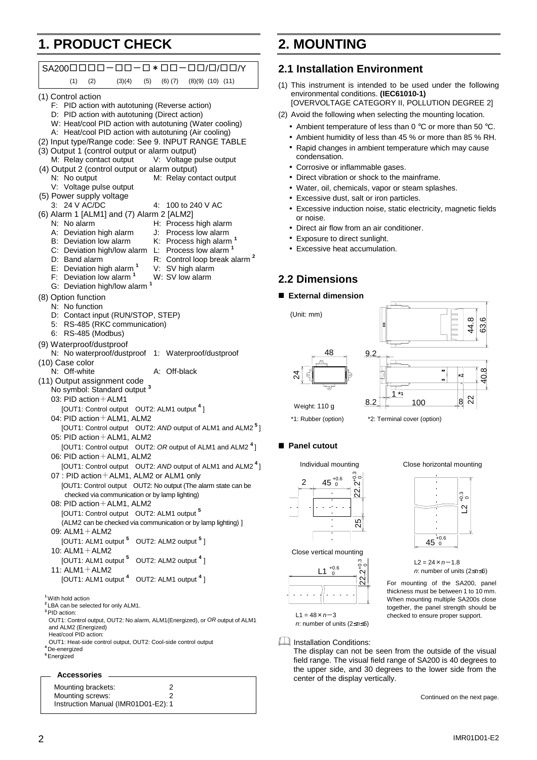# 1. PRODUCT CHECK

SA200□□□□－□□－□＊□□－□□/□/□□/Y

(1) (2) (3)(4) (5) (6) (7) (8)(9) (10) (11)

(1) Control action
- F: PID action with autotuning (Reverse action)
- D: PID action with autotuning (Direct action)
- W: Heat/cool PID action with autotuning (Water cooling)
- A: Heat/cool PID action with autotuning (Air cooling)

(2) Input type/Range code: See 9. INPUT RANGE TABLE

(3) Output 1 (control output or alarm output)
- M: Relay contact output
- V: Voltage pulse output

(4) Output 2 (control output or alarm output)
- N: No output
- M: Relay contact output
- V: Voltage pulse output

(5) Power supply voltage
- 3: 24 V AC/DC
- 4: 100 to 240 V AC

(6) Alarm 1 [ALM1] and (7) Alarm 2 [ALM2]
- N: No alarm
- A: Deviation high alarm
- B: Deviation low alarm
- C: Deviation high/low alarm
- D: Band alarm
- E: Deviation high alarm [1]
- F: Deviation low alarm [1]
- G: Deviation high/low alarm [1]
- H: Process high alarm
- J: Process low alarm
- K: Process high alarm [1]
- L: Process low alarm [1]
- R: Control loop break alarm [2]
- V: SV high alarm
- W: SV low alarm

(8) Option function
- N: No function
- D: Contact input (RUN/STOP, STEP)
- 5: RS-485 (RKC communication)
- 6: RS-485 (Modbus)

(9) Waterproof/dustproof
- N: No waterproof/dustproof
- 1: Waterproof/dustproof

(10) Case color
- N: Off-white
- A: Off-black

(11) Output assignment code
- No symbol: Standard output [3]
- 03: PID action＋ALM1
  [OUT1: Control output OUT2: ALM1 output [4] ]
- 04: PID action＋ALM1, ALM2
  [OUT1: Control output OUT2: *AND* output of ALM1 and ALM2 [5] ]
- 05: PID action＋ALM1, ALM2
  [OUT1: Control output OUT2: *OR* output of ALM1 and ALM2 [4] ]
- 06: PID action＋ALM1, ALM2
  [OUT1: Control output OUT2: *AND* output of ALM1 and ALM2 [4] ]
- 07 : PID action＋ALM1, ALM2 or ALM1 only
  [OUT1: Control output OUT2: No output (The alarm state can be checked via communication or by lamp lighting)
- 08: PID action＋ALM1, ALM2
  [OUT1: Control output OUT2: ALM1 output [5]
  (ALM2 can be checked via communication or by lamp lighting) ]
- 09: ALM1＋ALM2
  [OUT1: ALM1 output [5] OUT2: ALM2 output [5] ]
- 10: ALM1＋ALM2
  [OUT1: ALM1 output [5] OUT2: ALM2 output [4] ]
- 11: ALM1＋ALM2
  [OUT1: ALM1 output [4] OUT2: ALM1 output [4] ]

[1] With hold action
[2] LBA can be selected for only ALM1.
[3] PID action:
OUT1: Control output, OUT2: No alarm, ALM1(Energized), or *OR* output of ALM1 and ALM2 (Energized)
Heat/cool PID action:
OUT1: Heat-side control output, OUT2: Cool-side control output
[4] De-energized
[5] Energized

**Accessories**

| | |
|---|---|
| Mounting brackets: | 2 |
| Mounting screws: | 2 |
| Instruction Manual (IMR01D01-E2): | 1 |

# 2. MOUNTING

## 2.1 Installation Environment

(1) This instrument is intended to be used under the following environmental conditions. **(IEC61010-1)**
[OVERVOLTAGE CATEGORY II, POLLUTION DEGREE 2]

(2) Avoid the following when selecting the mounting location.
- Ambient temperature of less than 0 °C or more than 50 °C.
- Ambient humidity of less than 45 % or more than 85 % RH.
- Rapid changes in ambient temperature which may cause condensation.
- Corrosive or inflammable gases.
- Direct vibration or shock to the mainframe.
- Water, oil, chemicals, vapor or steam splashes.
- Excessive dust, salt or iron particles.
- Excessive induction noise, static electricity, magnetic fields or noise.
- Direct air flow from an air conditioner.
- Exposure to direct sunlight.
- Excessive heat accumulation.

## 2.2 Dimensions

■ **External dimension**

(Unit: mm)

48, 24, 9.2, 44.8, 63.6, 40.8, 1 *1, 8.2, 100, 8, 22, *2

Weight: 110 g

*1: Rubber (option) *2: Terminal cover (option)

■ **Panel cutout**

Individual mounting: $45^{+0.6}_{0}$, $22.2^{+0.3}_{0}$, 2, 25

Close horizontal mounting: $L2^{+0.3}_{0}$, $45^{+0.6}_{0}$

L2 = 24 × *n*－1.8
*n*: number of units (2≤*n*≤6)

Close vertical mounting: $L1^{+0.6}_{0}$, $22.2^{+0.3}_{0}$

L1 = 48 × *n*－3
*n*: number of units (2≤*n*≤6)

For mounting of the SA200, panel thickness must be between 1 to 10 mm. When mounting multiple SA200s close together, the panel strength should be checked to ensure proper support.

Installation Conditions:
The display can not be seen from the outside of the visual field range. The visual field range of SA200 is 40 degrees to the upper side, and 30 degrees to the lower side from the center of the display vertically.

Continued on the next page.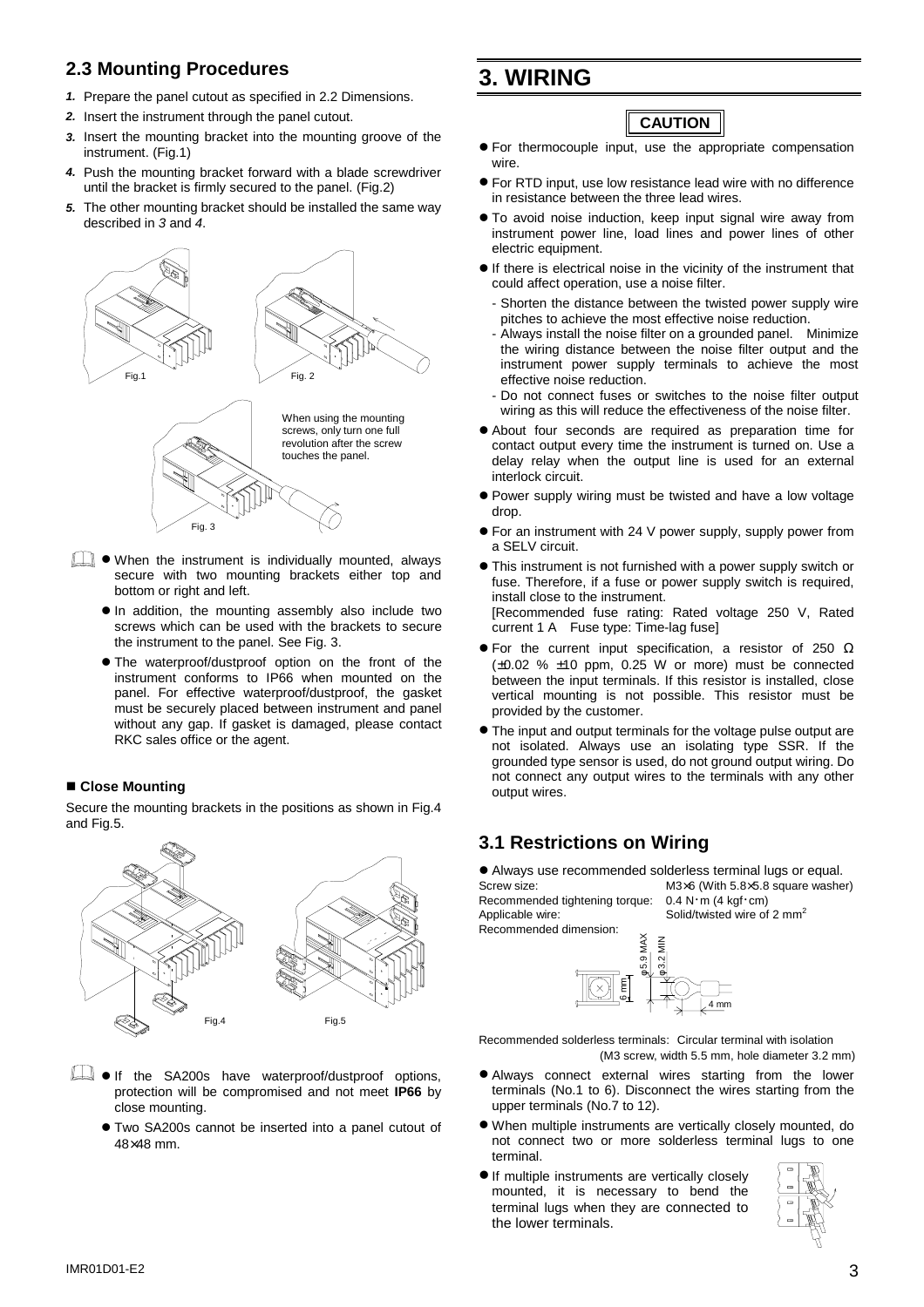## 2.3 Mounting Procedures

1. Prepare the panel cutout as specified in 2.2 Dimensions.
2. Insert the instrument through the panel cutout.
3. Insert the mounting bracket into the mounting groove of the instrument. (Fig.1)
4. Push the mounting bracket forward with a blade screwdriver until the bracket is firmly secured to the panel. (Fig.2)
5. The other mounting bracket should be installed the same way described in *3* and *4*.

Fig.1

Fig. 2

When using the mounting screws, only turn one full revolution after the screw touches the panel.

Fig. 3

- When the instrument is individually mounted, always secure with two mounting brackets either top and bottom or right and left.
- In addition, the mounting assembly also include two screws which can be used with the brackets to secure the instrument to the panel. See Fig. 3.
- The waterproof/dustproof option on the front of the instrument conforms to IP66 when mounted on the panel. For effective waterproof/dustproof, the gasket must be securely placed between instrument and panel without any gap. If gasket is damaged, please contact RKC sales office or the agent.

### ■ Close Mounting

Secure the mounting brackets in the positions as shown in Fig.4 and Fig.5.

Fig.4

Fig.5

- If the SA200s have waterproof/dustproof options, protection will be compromised and not meet **IP66** by close mounting.
- Two SA200s cannot be inserted into a panel cutout of 48×48 mm.

# 3. WIRING

**CAUTION**

- For thermocouple input, use the appropriate compensation wire.
- For RTD input, use low resistance lead wire with no difference in resistance between the three lead wires.
- To avoid noise induction, keep input signal wire away from instrument power line, load lines and power lines of other electric equipment.
- If there is electrical noise in the vicinity of the instrument that could affect operation, use a noise filter.
  - Shorten the distance between the twisted power supply wire pitches to achieve the most effective noise reduction.
  - Always install the noise filter on a grounded panel. Minimize the wiring distance between the noise filter output and the instrument power supply terminals to achieve the most effective noise reduction.
  - Do not connect fuses or switches to the noise filter output wiring as this will reduce the effectiveness of the noise filter.
- About four seconds are required as preparation time for contact output every time the instrument is turned on. Use a delay relay when the output line is used for an external interlock circuit.
- Power supply wiring must be twisted and have a low voltage drop.
- For an instrument with 24 V power supply, supply power from a SELV circuit.
- This instrument is not furnished with a power supply switch or fuse. Therefore, if a fuse or power supply switch is required, install close to the instrument.
  [Recommended fuse rating: Rated voltage 250 V, Rated current 1 A Fuse type: Time-lag fuse]
- For the current input specification, a resistor of 250 Ω (±0.02 % ±10 ppm, 0.25 W or more) must be connected between the input terminals. If this resistor is installed, close vertical mounting is not possible. This resistor must be provided by the customer.
- The input and output terminals for the voltage pulse output are not isolated. Always use an isolating type SSR. If the grounded type sensor is used, do not ground output wiring. Do not connect any output wires to the terminals with any other output wires.

## 3.1 Restrictions on Wiring

- Always use recommended solderless terminal lugs or equal.

Screw size: M3×6 (With 5.8×5.8 square washer)
Recommended tightening torque: 0.4 N・m (4 kgf・cm)
Applicable wire: Solid/twisted wire of 2 mm²
Recommended dimension:

φ5.9 MAX, φ3.2 MIN, 6 mm, 4 mm

Recommended solderless terminals: Circular terminal with isolation (M3 screw, width 5.5 mm, hole diameter 3.2 mm)

- Always connect external wires starting from the lower terminals (No.1 to 6). Disconnect the wires starting from the upper terminals (No.7 to 12).
- When multiple instruments are vertically closely mounted, do not connect two or more solderless terminal lugs to one terminal.
- If multiple instruments are vertically closely mounted, it is necessary to bend the terminal lugs when they are connected to the lower terminals.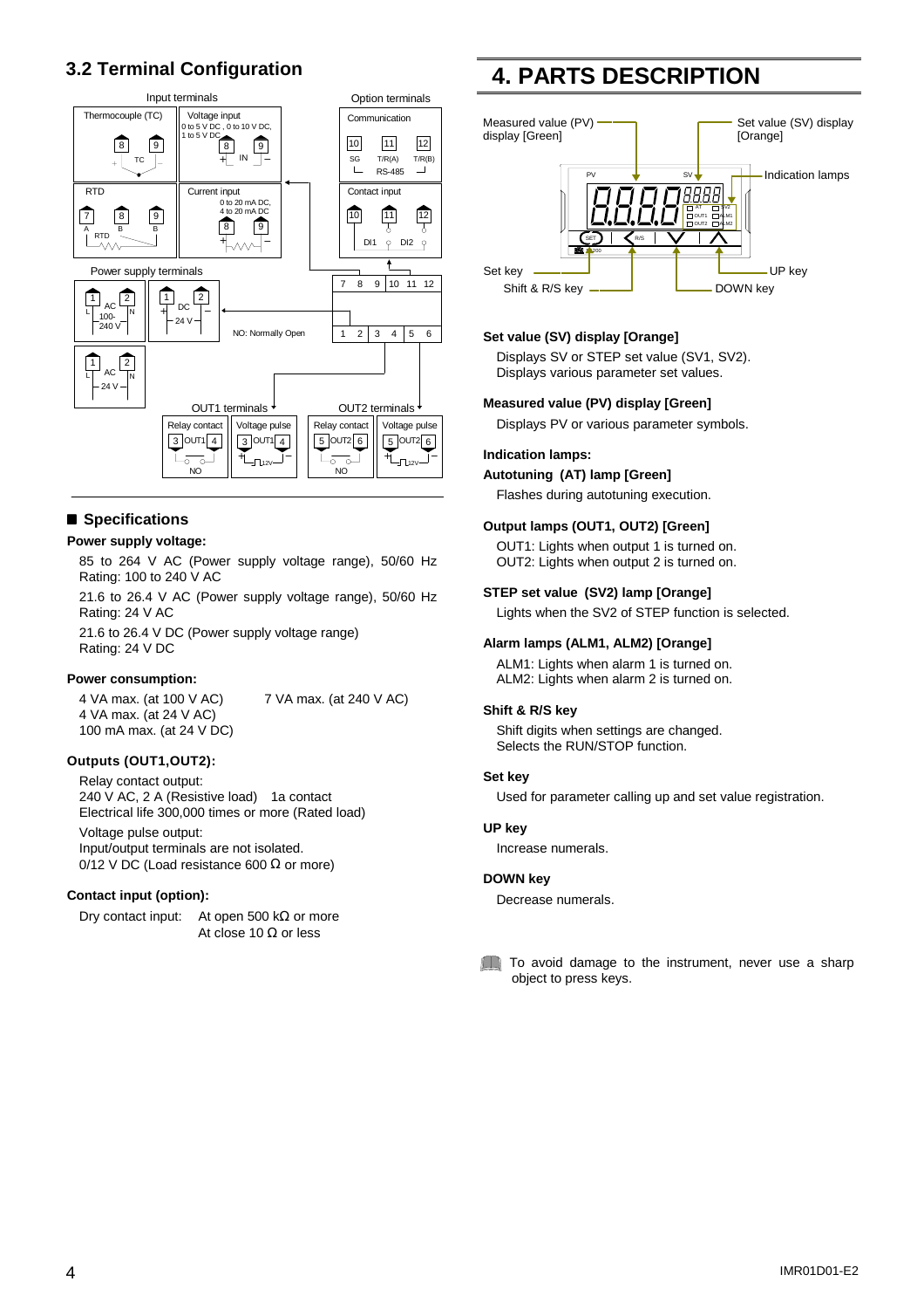## 3.2 Terminal Configuration

Input terminals — Option terminals

- Thermocouple (TC): 8 (+), 9 (−)
- Voltage input (0 to 5 V DC, 0 to 10 V DC, 1 to 5 V DC): 8 (+ IN), 9 (−)
- RTD: 7 (A), 8 (B), 9 (B)
- Current input (0 to 20 mA DC, 4 to 20 mA DC): 8 (+), 9 (−)
- Communication: 10 (SG), 11 (T/R(A)), 12 (T/R(B)) — RS-485
- Contact input: 10, 11 (DI1), 12 (DI2)

Power supply terminals

- AC 100-240 V: 1 (L), 2 (N)
- DC 24 V: 1 (+), 2 (−)
- AC 24 V: 1 (L), 2 (N)

NO: Normally Open

OUT1 terminals

- Relay contact: 3, 4 (OUT1, NO)
- Voltage pulse: 3 (+), 4 (−) (OUT1, 12V)

OUT2 terminals

- Relay contact: 5, 6 (OUT2, NO)
- Voltage pulse: 5 (+), 6 (−) (OUT2, 12V)

### ■ Specifications

**Power supply voltage:**

85 to 264 V AC (Power supply voltage range), 50/60 Hz
Rating: 100 to 240 V AC

21.6 to 26.4 V AC (Power supply voltage range), 50/60 Hz
Rating: 24 V AC

21.6 to 26.4 V DC (Power supply voltage range)
Rating: 24 V DC

**Power consumption:**

4 VA max. (at 100 V AC) 7 VA max. (at 240 V AC)
4 VA max. (at 24 V AC)
100 mA max. (at 24 V DC)

**Outputs (OUT1,OUT2):**

Relay contact output:
240 V AC, 2 A (Resistive load) 1a contact
Electrical life 300,000 times or more (Rated load)

Voltage pulse output:
Input/output terminals are not isolated.
0/12 V DC (Load resistance 600 Ω or more)

**Contact input (option):**

Dry contact input: At open 500 kΩ or more
At close 10 Ω or less

# 4. PARTS DESCRIPTION

Measured value (PV) display [Green] — Set value (SV) display [Orange] — Indication lamps — Set key — Shift & R/S key — UP key — DOWN key

**Set value (SV) display [Orange]**

Displays SV or STEP set value (SV1, SV2).
Displays various parameter set values.

**Measured value (PV) display [Green]**

Displays PV or various parameter symbols.

**Indication lamps:**

**Autotuning (AT) lamp [Green]**

Flashes during autotuning execution.

**Output lamps (OUT1, OUT2) [Green]**

OUT1: Lights when output 1 is turned on.
OUT2: Lights when output 2 is turned on.

**STEP set value (SV2) lamp [Orange]**

Lights when the SV2 of STEP function is selected.

**Alarm lamps (ALM1, ALM2) [Orange]**

ALM1: Lights when alarm 1 is turned on.
ALM2: Lights when alarm 2 is turned on.

**Shift & R/S key**

Shift digits when settings are changed.
Selects the RUN/STOP function.

**Set key**

Used for parameter calling up and set value registration.

**UP key**

Increase numerals.

**DOWN key**

Decrease numerals.

To avoid damage to the instrument, never use a sharp object to press keys.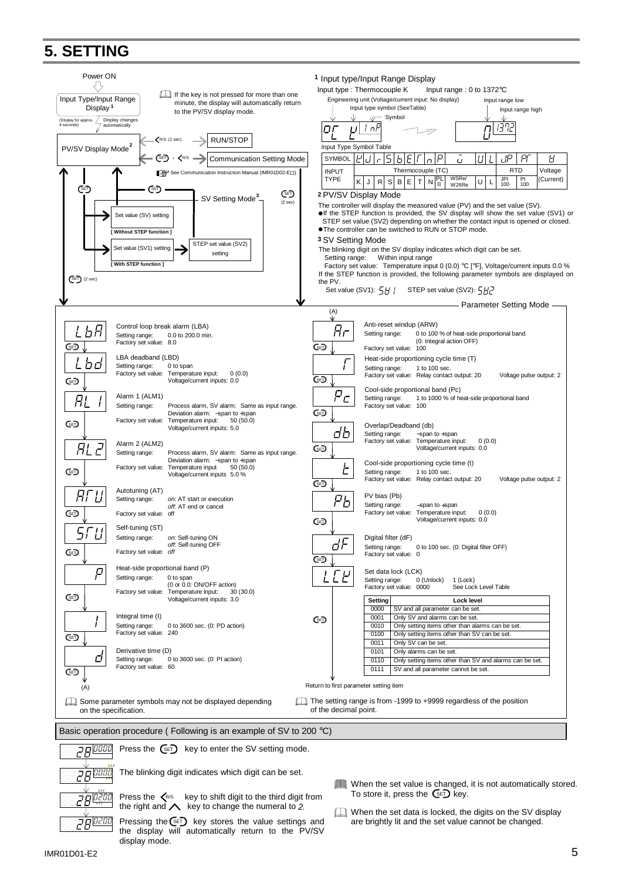# 5. SETTING

Power ON

Input Type/Input Range Display [1]
(Display for approx. 4 seconds) Display changes automatically

If the key is not pressed for more than one minute, the display will automatically return to the PV/SV display mode.

PV/SV Display Mode [2]

- R/S (1 sec) → RUN/STOP
- SET + R/S → Communication Setting Mode
  See Communication Instruction Manual (IMR01D02-E□).

SET → SV Setting Mode [3] → SET (2 sec)

- Set value (SV) setting **[ Without STEP function ]**
- Set value (SV1) setting → STEP set value (SV2) setting **[ With STEP function ]**

SET (2 sec) → Parameter Setting Mode

## 1 Input type/Input Range Display

Input type : Thermocouple K   Input range : 0 to 1372℃

Engineering unit (Voltage/current input: No display) / Input type symbol (See Table) / Symbol / Input range low / Input range high

Input Type Symbol Table

| SYMBOL | K | J | r | S | b | E | T | n | P | W | U | L | JP | PT | V |
|---|---|---|---|---|---|---|---|---|---|---|---|---|---|---|---|
| INPUT TYPE | Thermocouple (TC) | | | | | | | | | | | | RTD | | Voltage |
| | K | J | R | S | B | E | T | N | PL II | W5Re/W26Re | U | L | JPt 100 | Pt 100 | (Current) |

## 2 PV/SV Display Mode

The controller will display the measured value (PV) and the set value (SV).

- If the STEP function is provided, the SV display will show the set value (SV1) or STEP set value (SV2) depending on whether the contact input is opened or closed.
- The controller can be switched to RUN or STOP mode.

## 3 SV Setting Mode

The blinking digit on the SV display indicates which digit can be set.

Setting range: Within input range

Factory set value: Temperature input 0 (0.0) ℃ [℉], Voltage/current inputs 0.0 %

If the STEP function is provided, the following parameter symbols are displayed on the PV.

Set value (SV1): SV1   STEP set value (SV2): SV2

## Parameter Setting Mode

**LbA** — Control loop break alarm (LBA)
Setting range: 0.0 to 200.0 min.
Factory set value: 8.0

**Lbd** — LBA deadband (LBD)
Setting range: 0 to span
Factory set value: Temperature input: 0 (0.0)
Voltage/current inputs: 0.0

**AL1** — Alarm 1 (ALM1)
Setting range: Process alarm, SV alarm: Same as input range.
Deviation alarm: −span to +span
Factory set value: Temperature input: 50 (50.0)
Voltage/current inputs: 5.0

**AL2** — Alarm 2 (ALM2)
Setting range: Process alarm, SV alarm: Same as input range.
Deviation alarm: −span to +span
Factory set value: Temperature input 50 (50.0)
Voltage/current inputs 5.0 %

**ATU** — Autotuning (AT)
Setting range: *on*: AT start or execution
*off*: AT end or cancel
Factory set value: off

**STU** — Self-tuning (ST)
Setting range: *on*: Self-tuning ON
*off*: Self-tuning OFF
Factory set value: *off*

**P** — Heat-side proportional band (P)
Setting range: 0 to span
(0 or 0.0: ON/OFF action)
Factory set value: Temperature input: 30 (30.0)
Voltage/current inputs: 3.0

**I** — Integral time (I)
Setting range: 0 to 3600 sec. (0: PD action)
Factory set value: 240

**d** — Derivative time (D)
Setting range: 0 to 3600 sec. (0: PI action)
Factory set value: 60

(A)

**Ar** — Anti-reset windup (ARW)
Setting range: 0 to 100 % of heat-side proportional band
(0: Integral action OFF)
Factory set value: 100

**T** — Heat-side proportioning cycle time (T)
Setting range: 1 to 100 sec.
Factory set value: Relay contact output: 20   Voltage pulse output: 2

**Pc** — Cool-side proportional band (Pc)
Setting range: 1 to 1000 % of heat-side proportional band
Factory set value: 100

**db** — Overlap/Deadband (db)
Setting range: −span to +span
Factory set value: Temperature input: 0 (0.0)
Voltage/current inputs: 0.0

**t** — Cool-side proportioning cycle time (t)
Setting range: 1 to 100 sec.
Factory set value: Relay contact output: 20   Voltage pulse output: 2

**Pb** — PV bias (Pb)
Setting range: −span to +span
Factory set value: Temperature input: 0 (0.0)
Voltage/current inputs: 0.0

**dF** — Digital filter (dF)
Setting range: 0 to 100 sec. (0: Digital filter OFF)
Factory set value: 0

**LCK** — Set data lock (LCK)
Setting range: 0 (Unlock)   1 (Lock)
Factory set value: 0000   See Lock Level Table

| Setting | Lock level |
|---|---|
| 0000 | SV and all parameter can be set. |
| 0001 | Only SV and alarms can be set. |
| 0010 | Only setting items other than alarms can be set. |
| 0100 | Only setting items other than SV can be set. |
| 0011 | Only SV can be set. |
| 0101 | Only alarms can be set. |
| 0110 | Only setting items other than SV and alarms can be set. |
| 0111 | SV and all parameter cannot be set. |

Return to first parameter setting item

Some parameter symbols may not be displayed depending on the specification.

The setting range is from -1999 to +9999 regardless of the position of the decimal point.

## Basic operation procedure ( Following is an example of SV to 200 ℃)

1. Press the SET key to enter the SV setting mode.
2. The blinking digit indicates which digit can be set.
3. Press the R/S key to shift digit to the third digit from the right and ∧ key to change the numeral to *2*.
4. Pressing the SET key stores the value settings and the display will automatically return to the PV/SV display mode.

When the set value is changed, it is not automatically stored. To store it, press the SET key.

When the set data is locked, the digits on the SV display are brightly lit and the set value cannot be changed.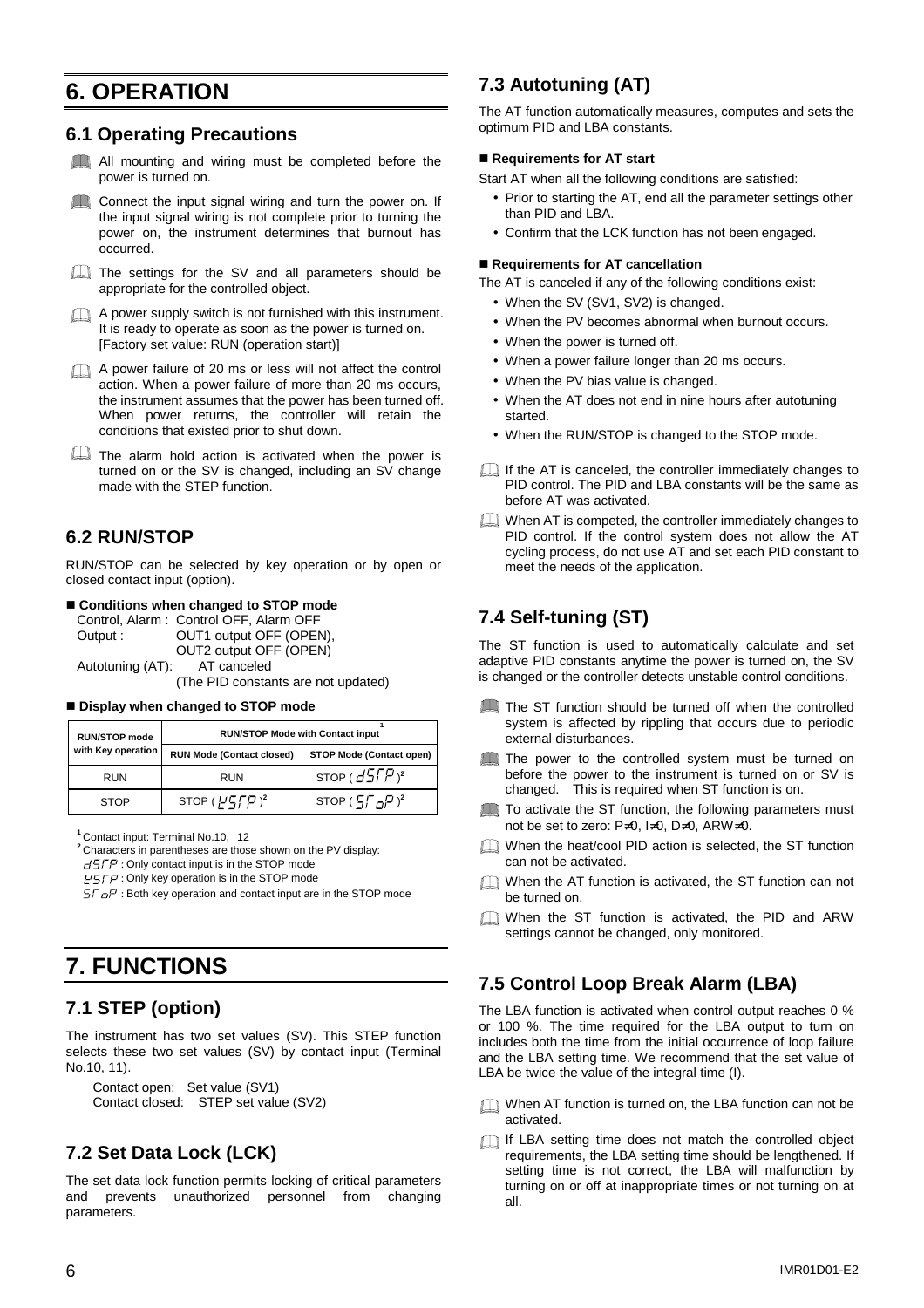# 6. OPERATION

## 6.1 Operating Precautions

- All mounting and wiring must be completed before the power is turned on.
- Connect the input signal wiring and turn the power on. If the input signal wiring is not complete prior to turning the power on, the instrument determines that burnout has occurred.
- The settings for the SV and all parameters should be appropriate for the controlled object.
- A power supply switch is not furnished with this instrument. It is ready to operate as soon as the power is turned on. [Factory set value: RUN (operation start)]
- A power failure of 20 ms or less will not affect the control action. When a power failure of more than 20 ms occurs, the instrument assumes that the power has been turned off. When power returns, the controller will retain the conditions that existed prior to shut down.
- The alarm hold action is activated when the power is turned on or the SV is changed, including an SV change made with the STEP function.

## 6.2 RUN/STOP

RUN/STOP can be selected by key operation or by open or closed contact input (option).

**■ Conditions when changed to STOP mode**

Control, Alarm : Control OFF, Alarm OFF
Output : OUT1 output OFF (OPEN), OUT2 output OFF (OPEN)
Autotuning (AT): AT canceled (The PID constants are not updated)

**■ Display when changed to STOP mode**

| RUN/STOP mode with Key operation | RUN/STOP Mode with Contact input [1] | |
|---|---|---|
| | RUN Mode (Contact closed) | STOP Mode (Contact open) |
| RUN | RUN | STOP (dSTP) [2] |
| STOP | STOP (KSTP) [2] | STOP (STOP) [2] |

[1] Contact input: Terminal No.10, 12
[2] Characters in parentheses are those shown on the PV display:
dSTP : Only contact input is in the STOP mode
KSTP : Only key operation is in the STOP mode
STOP : Both key operation and contact input are in the STOP mode

# 7. FUNCTIONS

## 7.1 STEP (option)

The instrument has two set values (SV). This STEP function selects these two set values (SV) by contact input (Terminal No.10, 11).

Contact open: Set value (SV1)
Contact closed: STEP set value (SV2)

## 7.2 Set Data Lock (LCK)

The set data lock function permits locking of critical parameters and prevents unauthorized personnel from changing parameters.

## 7.3 Autotuning (AT)

The AT function automatically measures, computes and sets the optimum PID and LBA constants.

**■ Requirements for AT start**

Start AT when all the following conditions are satisfied:

- Prior to starting the AT, end all the parameter settings other than PID and LBA.
- Confirm that the LCK function has not been engaged.

**■ Requirements for AT cancellation**

The AT is canceled if any of the following conditions exist:

- When the SV (SV1, SV2) is changed.
- When the PV becomes abnormal when burnout occurs.
- When the power is turned off.
- When a power failure longer than 20 ms occurs.
- When the PV bias value is changed.
- When the AT does not end in nine hours after autotuning started.
- When the RUN/STOP is changed to the STOP mode.

- If the AT is canceled, the controller immediately changes to PID control. The PID and LBA constants will be the same as before AT was activated.
- When AT is competed, the controller immediately changes to PID control. If the control system does not allow the AT cycling process, do not use AT and set each PID constant to meet the needs of the application.

## 7.4 Self-tuning (ST)

The ST function is used to automatically calculate and set adaptive PID constants anytime the power is turned on, the SV is changed or the controller detects unstable control conditions.

- The ST function should be turned off when the controlled system is affected by rippling that occurs due to periodic external disturbances.
- The power to the controlled system must be turned on before the power to the instrument is turned on or SV is changed. This is required when ST function is on.
- To activate the ST function, the following parameters must not be set to zero: P≠0, I≠0, D≠0, ARW≠0.
- When the heat/cool PID action is selected, the ST function can not be activated.
- When the AT function is activated, the ST function can not be turned on.
- When the ST function is activated, the PID and ARW settings cannot be changed, only monitored.

## 7.5 Control Loop Break Alarm (LBA)

The LBA function is activated when control output reaches 0 % or 100 %. The time required for the LBA output to turn on includes both the time from the initial occurrence of loop failure and the LBA setting time. We recommend that the set value of LBA be twice the value of the integral time (I).

- When AT function is turned on, the LBA function can not be activated.
- If LBA setting time does not match the controlled object requirements, the LBA setting time should be lengthened. If setting time is not correct, the LBA will malfunction by turning on or off at inappropriate times or not turning on at all.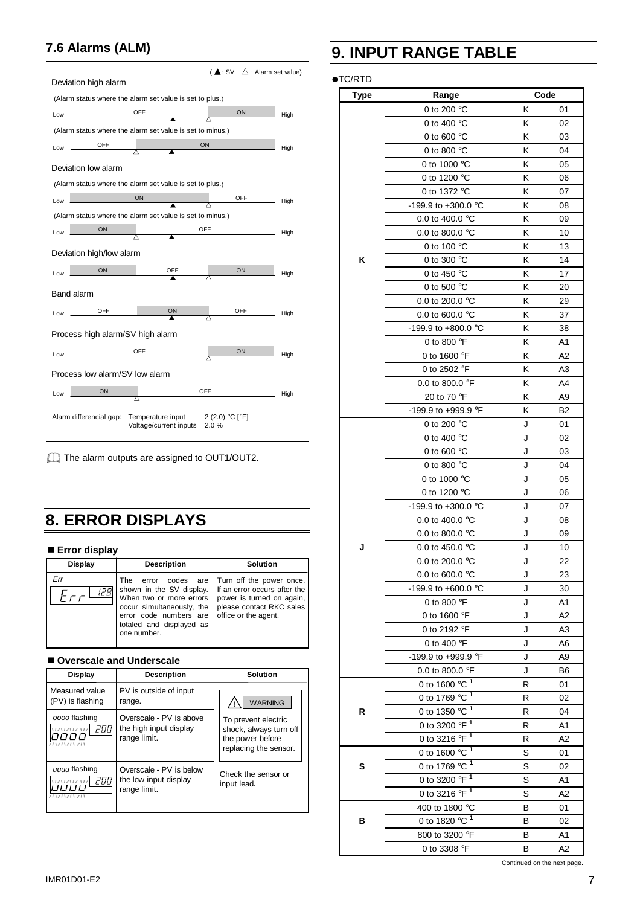## 7.6 Alarms (ALM)

(▲: SV △: Alarm set value)

**Deviation high alarm**

(Alarm status where the alarm set value is set to plus.)

Low — OFF ▲ △ ON — High

(Alarm status where the alarm set value is set to minus.)

Low — OFF △ ▲ ON — High

**Deviation low alarm**

(Alarm status where the alarm set value is set to plus.)

Low — ON ▲ △ OFF — High

(Alarm status where the alarm set value is set to minus.)

Low — ON △ ▲ OFF — High

**Deviation high/low alarm**

Low — ON △ OFF ▲ OFF △ ON — High

**Band alarm**

Low — OFF △ ON ▲ ON △ OFF — High

**Process high alarm/SV high alarm**

Low — OFF △ ON — High

**Process low alarm/SV low alarm**

Low — ON △ OFF — High

Alarm differencial gap: Temperature input 2 (2.0) °C [°F]
Voltage/current inputs 2.0 %

The alarm outputs are assigned to OUT1/OUT2.

# 8. ERROR DISPLAYS

### ■ Error display

| Display | Description | Solution |
|---|---|---|
| *Err* Err 128 | The error codes are shown in the SV display. When two or more errors occur simultaneously, the error code numbers are totaled and displayed as one number. | Turn off the power once. If an error occurs after the power is turned on again, please contact RKC sales office or the agent. |

### ■ Overscale and Underscale

| Display | Description | Solution |
|---|---|---|
| Measured value (PV) is flashing | PV is outside of input range. | ⚠ WARNING<br>To prevent electric shock, always turn off the power before replacing the sensor. |
| *oooo* flashing (oooo / 200) | Overscale - PV is above the high input display range limit. | |
| *uuuu* flashing (uuuu / 200) | Overscale - PV is below the low input display range limit. | Check the sensor or input lead. |

# 9. INPUT RANGE TABLE

●TC/RTD

| Type | Range | Code | |
|---|---|---|---|
| K | 0 to 200 °C | K | 01 |
| | 0 to 400 °C | K | 02 |
| | 0 to 600 °C | K | 03 |
| | 0 to 800 °C | K | 04 |
| | 0 to 1000 °C | K | 05 |
| | 0 to 1200 °C | K | 06 |
| | 0 to 1372 °C | K | 07 |
| | -199.9 to +300.0 °C | K | 08 |
| | 0.0 to 400.0 °C | K | 09 |
| | 0.0 to 800.0 °C | K | 10 |
| | 0 to 100 °C | K | 13 |
| | 0 to 300 °C | K | 14 |
| | 0 to 450 °C | K | 17 |
| | 0 to 500 °C | K | 20 |
| | 0.0 to 200.0 °C | K | 29 |
| | 0.0 to 600.0 °C | K | 37 |
| | -199.9 to +800.0 °C | K | 38 |
| | 0 to 800 °F | K | A1 |
| | 0 to 1600 °F | K | A2 |
| | 0 to 2502 °F | K | A3 |
| | 0.0 to 800.0 °F | K | A4 |
| | 20 to 70 °F | K | A9 |
| | -199.9 to +999.9 °F | K | B2 |
| J | 0 to 200 °C | J | 01 |
| | 0 to 400 °C | J | 02 |
| | 0 to 600 °C | J | 03 |
| | 0 to 800 °C | J | 04 |
| | 0 to 1000 °C | J | 05 |
| | 0 to 1200 °C | J | 06 |
| | -199.9 to +300.0 °C | J | 07 |
| | 0.0 to 400.0 °C | J | 08 |
| | 0.0 to 800.0 °C | J | 09 |
| | 0.0 to 450.0 °C | J | 10 |
| | 0.0 to 200.0 °C | J | 22 |
| | 0.0 to 600.0 °C | J | 23 |
| | -199.9 to +600.0 °C | J | 30 |
| | 0 to 800 °F | J | A1 |
| | 0 to 1600 °F | J | A2 |
| | 0 to 2192 °F | J | A3 |
| | 0 to 400 °F | J | A6 |
| | -199.9 to +999.9 °F | J | A9 |
| | 0.0 to 800.0 °F | J | B6 |
| R | 0 to 1600 °C [1] | R | 01 |
| | 0 to 1769 °C [1] | R | 02 |
| | 0 to 1350 °C [1] | R | 04 |
| | 0 to 3200 °F [1] | R | A1 |
| | 0 to 3216 °F [1] | R | A2 |
| S | 0 to 1600 °C [1] | S | 01 |
| | 0 to 1769 °C [1] | S | 02 |
| | 0 to 3200 °F [1] | S | A1 |
| | 0 to 3216 °F [1] | S | A2 |
| B | 400 to 1800 °C | B | 01 |
| | 0 to 1820 °C [1] | B | 02 |
| | 800 to 3200 °F | B | A1 |
| | 0 to 3308 °F | B | A2 |

Continued on the next page.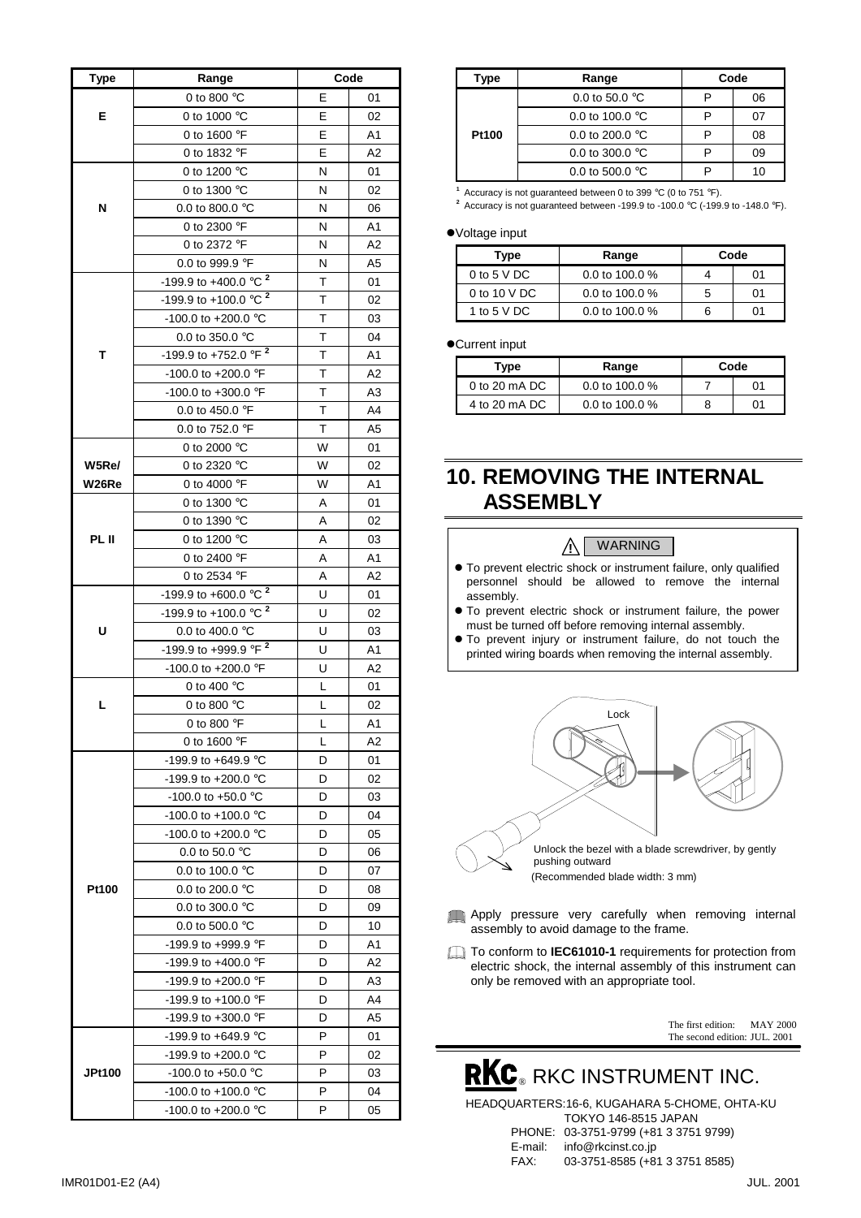| Type | Range | Code | |
|---|---|---|---|
| E | 0 to 800 °C | E | 01 |
| | 0 to 1000 °C | E | 02 |
| | 0 to 1600 °F | E | A1 |
| | 0 to 1832 °F | E | A2 |
| N | 0 to 1200 °C | N | 01 |
| | 0 to 1300 °C | N | 02 |
| | 0.0 to 800.0 °C | N | 06 |
| | 0 to 2300 °F | N | A1 |
| | 0 to 2372 °F | N | A2 |
| | 0.0 to 999.9 °F | N | A5 |
| T | -199.9 to +400.0 °C [2] | T | 01 |
| | -199.9 to +100.0 °C [2] | T | 02 |
| | -100.0 to +200.0 °C | T | 03 |
| | 0.0 to 350.0 °C | T | 04 |
| | -199.9 to +752.0 °F [2] | T | A1 |
| | -100.0 to +200.0 °F | T | A2 |
| | -100.0 to +300.0 °F | T | A3 |
| | 0.0 to 450.0 °F | T | A4 |
| | 0.0 to 752.0 °F | T | A5 |
| W5Re/ W26Re | 0 to 2000 °C | W | 01 |
| | 0 to 2320 °C | W | 02 |
| | 0 to 4000 °F | W | A1 |
| PL II | 0 to 1300 °C | A | 01 |
| | 0 to 1390 °C | A | 02 |
| | 0 to 1200 °C | A | 03 |
| | 0 to 2400 °F | A | A1 |
| | 0 to 2534 °F | A | A2 |
| U | -199.9 to +600.0 °C [2] | U | 01 |
| | -199.9 to +100.0 °C [2] | U | 02 |
| | 0.0 to 400.0 °C | U | 03 |
| | -199.9 to +999.9 °F [2] | U | A1 |
| | -100.0 to +200.0 °F | U | A2 |
| L | 0 to 400 °C | L | 01 |
| | 0 to 800 °C | L | 02 |
| | 0 to 800 °F | L | A1 |
| | 0 to 1600 °F | L | A2 |
| Pt100 | -199.9 to +649.9 °C | D | 01 |
| | -199.9 to +200.0 °C | D | 02 |
| | -100.0 to +50.0 °C | D | 03 |
| | -100.0 to +100.0 °C | D | 04 |
| | -100.0 to +200.0 °C | D | 05 |
| | 0.0 to 50.0 °C | D | 06 |
| | 0.0 to 100.0 °C | D | 07 |
| | 0.0 to 200.0 °C | D | 08 |
| | 0.0 to 300.0 °C | D | 09 |
| | 0.0 to 500.0 °C | D | 10 |
| | -199.9 to +999.9 °F | D | A1 |
| | -199.9 to +400.0 °F | D | A2 |
| | -199.9 to +200.0 °F | D | A3 |
| | -199.9 to +100.0 °F | D | A4 |
| | -199.9 to +300.0 °F | D | A5 |
| JPt100 | -199.9 to +649.9 °C | P | 01 |
| | -199.9 to +200.0 °C | P | 02 |
| | -100.0 to +50.0 °C | P | 03 |
| | -100.0 to +100.0 °C | P | 04 |
| | -100.0 to +200.0 °C | P | 05 |

| Type | Range | Code | |
|---|---|---|---|
| Pt100 | 0.0 to 50.0 °C | P | 06 |
| | 0.0 to 100.0 °C | P | 07 |
| | 0.0 to 200.0 °C | P | 08 |
| | 0.0 to 300.0 °C | P | 09 |
| | 0.0 to 500.0 °C | P | 10 |

[1] Accuracy is not guaranteed between 0 to 399 °C (0 to 751 °F).
[2] Accuracy is not guaranteed between -199.9 to -100.0 °C (-199.9 to -148.0 °F).

●Voltage input

| Type | Range | Code | |
|---|---|---|---|
| 0 to 5 V DC | 0.0 to 100.0 % | 4 | 01 |
| 0 to 10 V DC | 0.0 to 100.0 % | 5 | 01 |
| 1 to 5 V DC | 0.0 to 100.0 % | 6 | 01 |

●Current input

| Type | Range | Code | |
|---|---|---|---|
| 0 to 20 mA DC | 0.0 to 100.0 % | 7 | 01 |
| 4 to 20 mA DC | 0.0 to 100.0 % | 8 | 01 |

# 10. REMOVING THE INTERNAL ASSEMBLY

**WARNING**

- To prevent electric shock or instrument failure, only qualified personnel should be allowed to remove the internal assembly.
- To prevent electric shock or instrument failure, the power must be turned off before removing internal assembly.
- To prevent injury or instrument failure, do not touch the printed wiring boards when removing the internal assembly.

Lock

Unlock the bezel with a blade screwdriver, by gently pushing outward
(Recommended blade width: 3 mm)

Apply pressure very carefully when removing internal assembly to avoid damage to the frame.

To conform to **IEC61010-1** requirements for protection from electric shock, the internal assembly of this instrument can only be removed with an appropriate tool.

The first edition: MAY 2000
The second edition: JUL. 2001

**RKC INSTRUMENT INC.**

HEADQUARTERS: 16-6, KUGAHARA 5-CHOME, OHTA-KU TOKYO 146-8515 JAPAN
PHONE: 03-3751-9799 (+81 3 3751 9799)
E-mail: info@rkcinst.co.jp
FAX: 03-3751-8585 (+81 3 3751 8585)